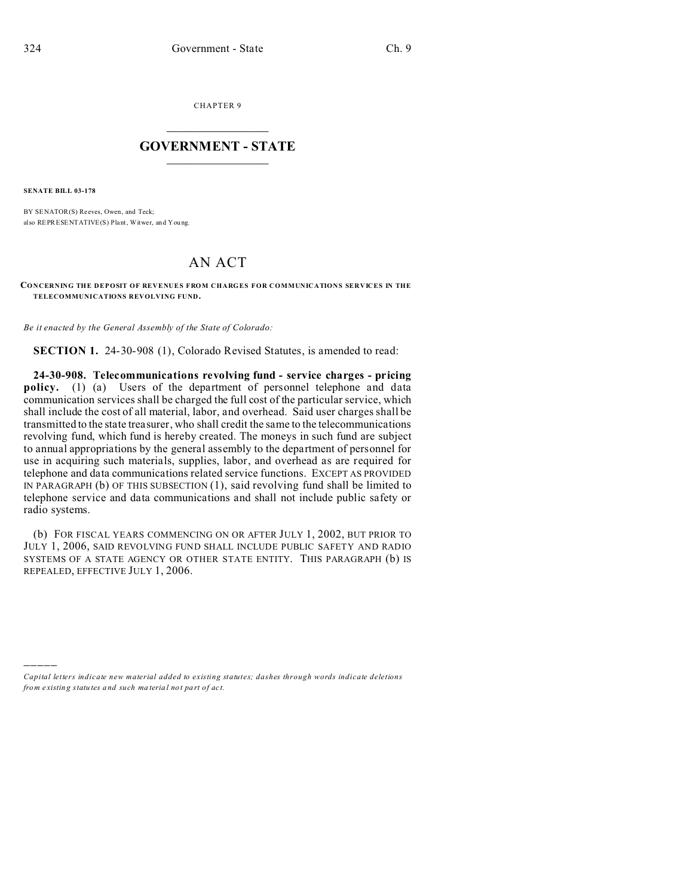CHAPTER 9

## GOVERNMENT - STATE

**SENATE BILL 03-178**

BY SENATOR(S) Reeves, Owen, and Teck;
also REPRESENTATIVE(S) Plant, Witwer, and Young.

# AN ACT

**CONCERNING THE DEPOSIT OF REVENUES FROM CHARGES FOR COMMUNICATIONS SERVICES IN THE TELECOMMUNICATIONS REVOLVING FUND.**

*Be it enacted by the General Assembly of the State of Colorado:*

**SECTION 1.** 24-30-908 (1), Colorado Revised Statutes, is amended to read:

**24-30-908. Telecommunications revolving fund - service charges - pricing policy.** (1) (a) Users of the department of personnel telephone and data communication services shall be charged the full cost of the particular service, which shall include the cost of all material, labor, and overhead. Said user charges shall be transmitted to the state treasurer, who shall credit the same to the telecommunications revolving fund, which fund is hereby created. The moneys in such fund are subject to annual appropriations by the general assembly to the department of personnel for use in acquiring such materials, supplies, labor, and overhead as are required for telephone and data communications related service functions. EXCEPT AS PROVIDED IN PARAGRAPH (b) OF THIS SUBSECTION (1), said revolving fund shall be limited to telephone service and data communications and shall not include public safety or radio systems.

(b) FOR FISCAL YEARS COMMENCING ON OR AFTER JULY 1, 2002, BUT PRIOR TO JULY 1, 2006, SAID REVOLVING FUND SHALL INCLUDE PUBLIC SAFETY AND RADIO SYSTEMS OF A STATE AGENCY OR OTHER STATE ENTITY. THIS PARAGRAPH (b) IS REPEALED, EFFECTIVE JULY 1, 2006.

*Capital letters indicate new material added to existing statutes; dashes through words indicate deletions from existing statutes and such material not part of act.*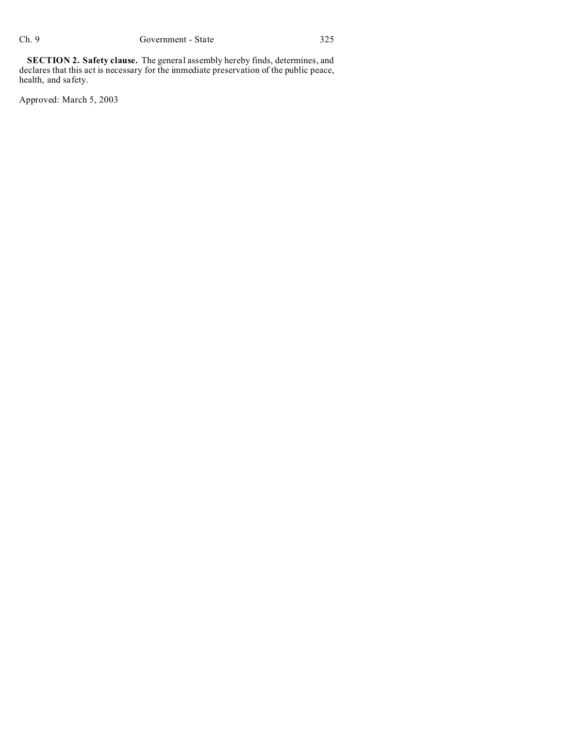**SECTION 2. Safety clause.** The general assembly hereby finds, determines, and declares that this act is necessary for the immediate preservation of the public peace, health, and safety.

Approved: March 5, 2003